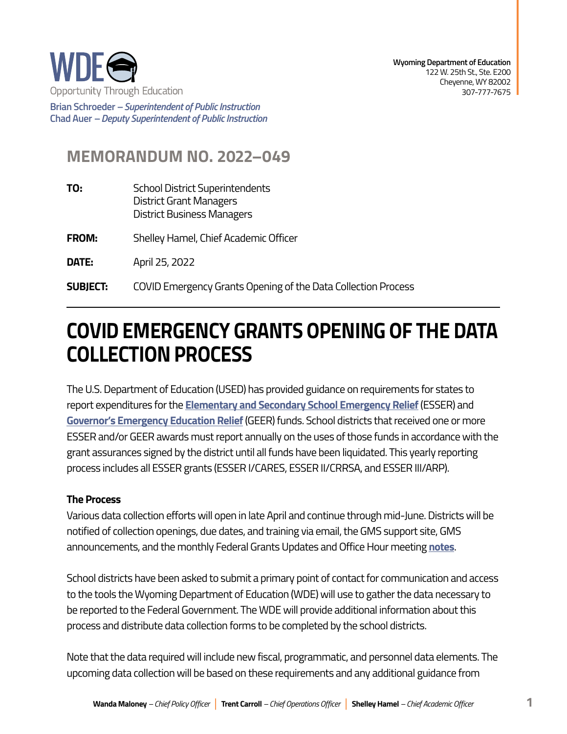WDE

Opportunity Through Education

**Brian Schroeder** – *Superintendent of Public Instruction*
**Chad Auer** – *Deputy Superintendent of Public Instruction*

**Wyoming Department of Education**
122 W. 25th St., Ste. E200
Cheyenne, WY 82002
307-777-7675

## MEMORANDUM NO. 2022–049

**TO:** School District Superintendents
District Grant Managers
District Business Managers

**FROM:** Shelley Hamel, Chief Academic Officer

**DATE:** April 25, 2022

**SUBJECT:** COVID Emergency Grants Opening of the Data Collection Process

# COVID EMERGENCY GRANTS OPENING OF THE DATA COLLECTION PROCESS

The U.S. Department of Education (USED) has provided guidance on requirements for states to report expenditures for the **Elementary and Secondary School Emergency Relief** (ESSER) and **Governor's Emergency Education Relief** (GEER) funds. School districts that received one or more ESSER and/or GEER awards must report annually on the uses of those funds in accordance with the grant assurances signed by the district until all funds have been liquidated. This yearly reporting process includes all ESSER grants (ESSER I/CARES, ESSER II/CRRSA, and ESSER III/ARP).

### The Process

Various data collection efforts will open in late April and continue through mid-June. Districts will be notified of collection openings, due dates, and training via email, the GMS support site, GMS announcements, and the monthly Federal Grants Updates and Office Hour meeting **notes**.

School districts have been asked to submit a primary point of contact for communication and access to the tools the Wyoming Department of Education (WDE) will use to gather the data necessary to be reported to the Federal Government. The WDE will provide additional information about this process and distribute data collection forms to be completed by the school districts.

Note that the data required will include new fiscal, programmatic, and personnel data elements. The upcoming data collection will be based on these requirements and any additional guidance from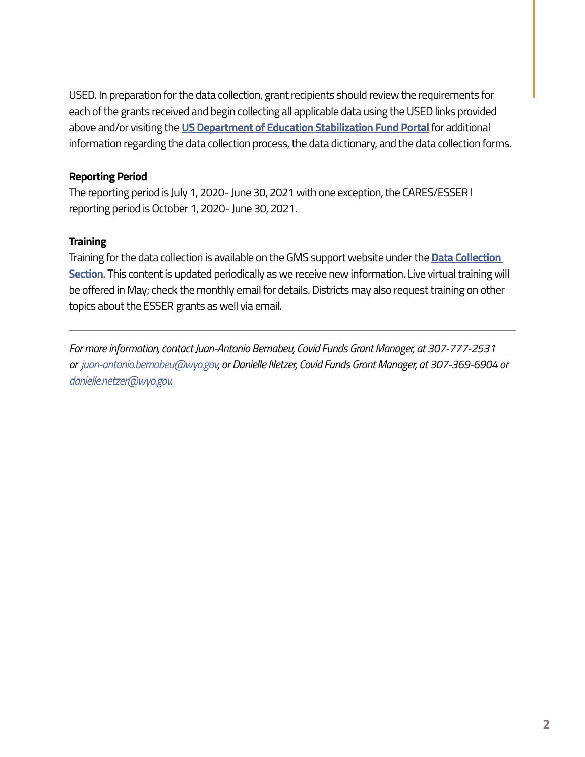USED. In preparation for the data collection, grant recipients should review the requirements for each of the grants received and begin collecting all applicable data using the USED links provided above and/or visiting the **US Department of Education Stabilization Fund Portal** for additional information regarding the data collection process, the data dictionary, and the data collection forms.

**Reporting Period**

The reporting period is July 1, 2020- June 30, 2021 with one exception, the CARES/ESSER I reporting period is October 1, 2020- June 30, 2021.

**Training**

Training for the data collection is available on the GMS support website under the **Data Collection Section**. This content is updated periodically as we receive new information. Live virtual training will be offered in May; check the monthly email for details. Districts may also request training on other topics about the ESSER grants as well via email.

---

*For more information, contact Juan-Antonio Bernabeu, Covid Funds Grant Manager, at 307-777-2531 or juan-antonio.bernabeu@wyo.gov, or Danielle Netzer, Covid Funds Grant Manager, at 307-369-6904 or danielle.netzer@wyo.gov.*